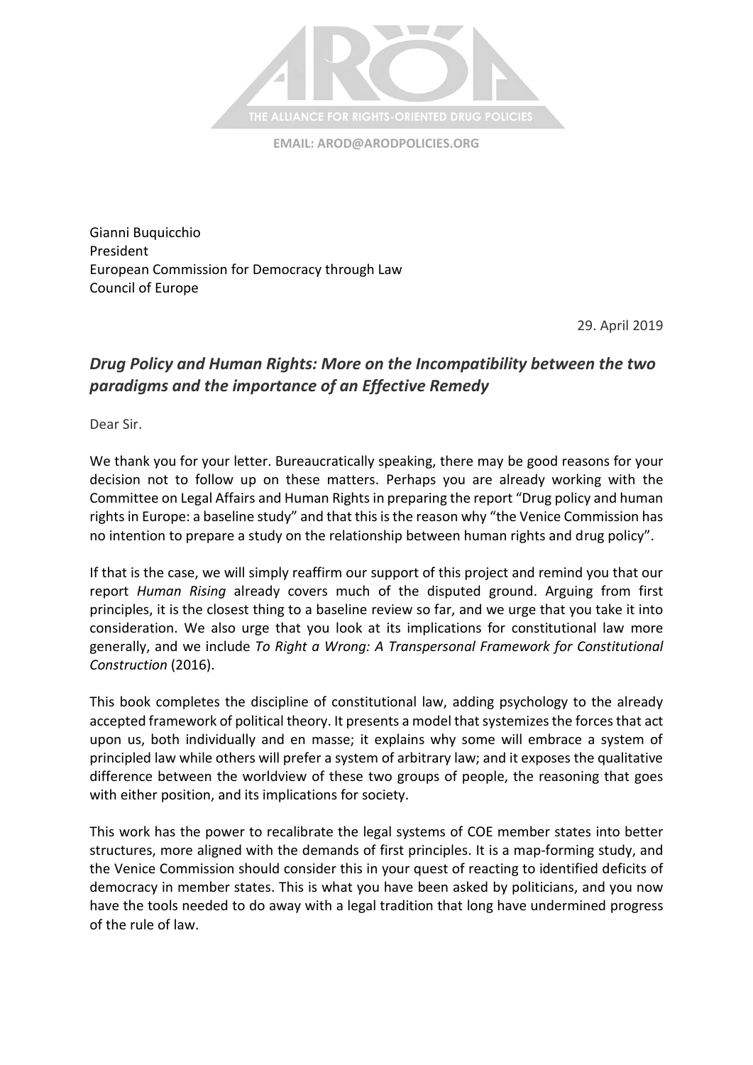THE ALLIANCE FOR RIGHTS-ORIENTED DRUG POLICIES

EMAIL: AROD@ARODPOLICIES.ORG

Gianni Buquicchio
President
European Commission for Democracy through Law
Council of Europe

29. April 2019

## *Drug Policy and Human Rights: More on the Incompatibility between the two paradigms and the importance of an Effective Remedy*

Dear Sir.

We thank you for your letter. Bureaucratically speaking, there may be good reasons for your decision not to follow up on these matters. Perhaps you are already working with the Committee on Legal Affairs and Human Rights in preparing the report "Drug policy and human rights in Europe: a baseline study" and that this is the reason why "the Venice Commission has no intention to prepare a study on the relationship between human rights and drug policy".

If that is the case, we will simply reaffirm our support of this project and remind you that our report *Human Rising* already covers much of the disputed ground. Arguing from first principles, it is the closest thing to a baseline review so far, and we urge that you take it into consideration. We also urge that you look at its implications for constitutional law more generally, and we include *To Right a Wrong: A Transpersonal Framework for Constitutional Construction* (2016).

This book completes the discipline of constitutional law, adding psychology to the already accepted framework of political theory. It presents a model that systemizes the forces that act upon us, both individually and en masse; it explains why some will embrace a system of principled law while others will prefer a system of arbitrary law; and it exposes the qualitative difference between the worldview of these two groups of people, the reasoning that goes with either position, and its implications for society.

This work has the power to recalibrate the legal systems of COE member states into better structures, more aligned with the demands of first principles. It is a map-forming study, and the Venice Commission should consider this in your quest of reacting to identified deficits of democracy in member states. This is what you have been asked by politicians, and you now have the tools needed to do away with a legal tradition that long have undermined progress of the rule of law.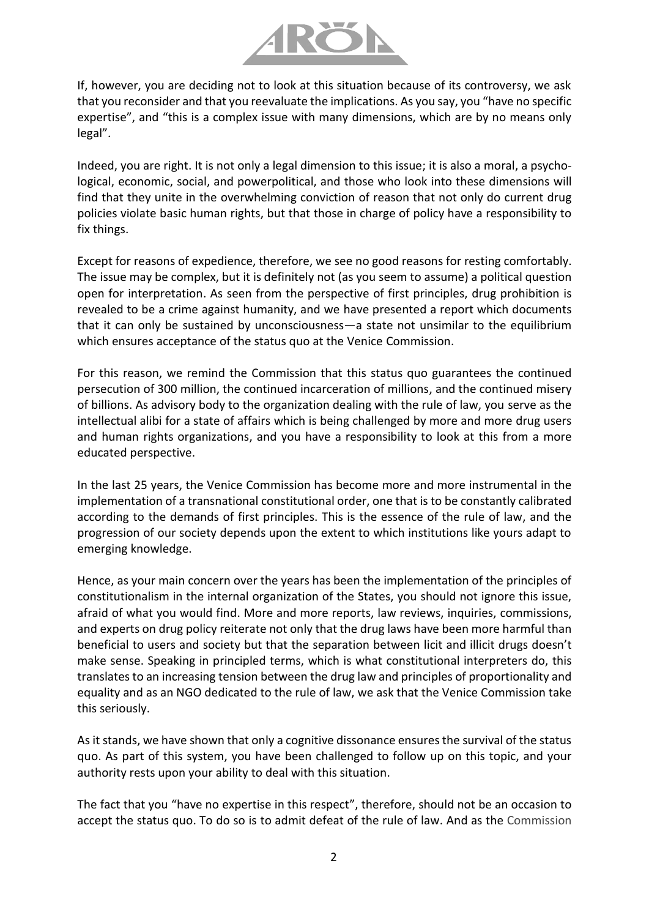If, however, you are deciding not to look at this situation because of its controversy, we ask that you reconsider and that you reevaluate the implications. As you say, you "have no specific expertise", and "this is a complex issue with many dimensions, which are by no means only legal".

Indeed, you are right. It is not only a legal dimension to this issue; it is also a moral, a psychological, economic, social, and powerpolitical, and those who look into these dimensions will find that they unite in the overwhelming conviction of reason that not only do current drug policies violate basic human rights, but that those in charge of policy have a responsibility to fix things.

Except for reasons of expedience, therefore, we see no good reasons for resting comfortably. The issue may be complex, but it is definitely not (as you seem to assume) a political question open for interpretation. As seen from the perspective of first principles, drug prohibition is revealed to be a crime against humanity, and we have presented a report which documents that it can only be sustained by unconsciousness—a state not unsimilar to the equilibrium which ensures acceptance of the status quo at the Venice Commission.

For this reason, we remind the Commission that this status quo guarantees the continued persecution of 300 million, the continued incarceration of millions, and the continued misery of billions. As advisory body to the organization dealing with the rule of law, you serve as the intellectual alibi for a state of affairs which is being challenged by more and more drug users and human rights organizations, and you have a responsibility to look at this from a more educated perspective.

In the last 25 years, the Venice Commission has become more and more instrumental in the implementation of a transnational constitutional order, one that is to be constantly calibrated according to the demands of first principles. This is the essence of the rule of law, and the progression of our society depends upon the extent to which institutions like yours adapt to emerging knowledge.

Hence, as your main concern over the years has been the implementation of the principles of constitutionalism in the internal organization of the States, you should not ignore this issue, afraid of what you would find. More and more reports, law reviews, inquiries, commissions, and experts on drug policy reiterate not only that the drug laws have been more harmful than beneficial to users and society but that the separation between licit and illicit drugs doesn't make sense. Speaking in principled terms, which is what constitutional interpreters do, this translates to an increasing tension between the drug law and principles of proportionality and equality and as an NGO dedicated to the rule of law, we ask that the Venice Commission take this seriously.

As it stands, we have shown that only a cognitive dissonance ensures the survival of the status quo. As part of this system, you have been challenged to follow up on this topic, and your authority rests upon your ability to deal with this situation.

The fact that you "have no expertise in this respect", therefore, should not be an occasion to accept the status quo. To do so is to admit defeat of the rule of law. And as the Commission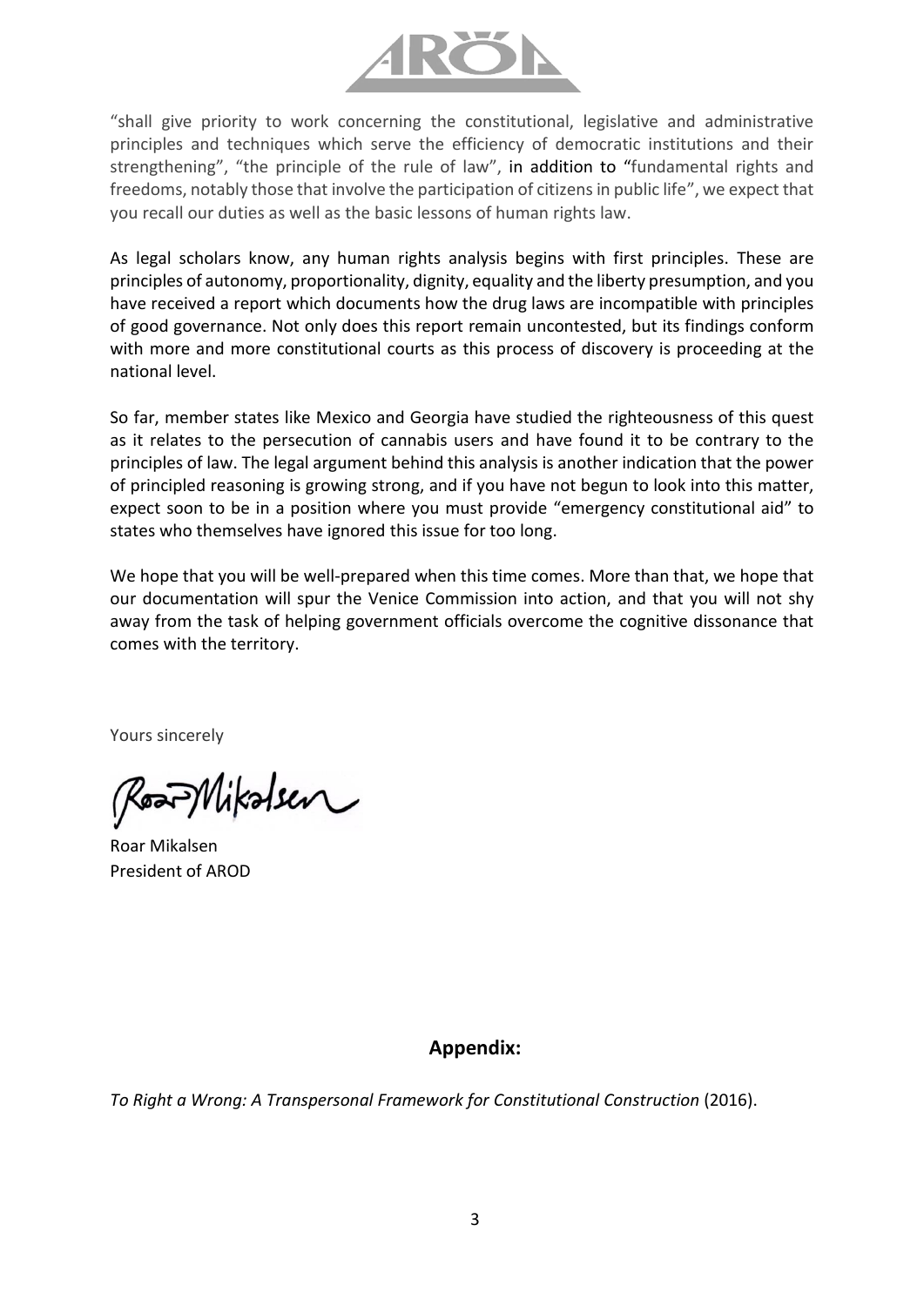"shall give priority to work concerning the constitutional, legislative and administrative principles and techniques which serve the efficiency of democratic institutions and their strengthening", "the principle of the rule of law", in addition to "fundamental rights and freedoms, notably those that involve the participation of citizens in public life", we expect that you recall our duties as well as the basic lessons of human rights law.

As legal scholars know, any human rights analysis begins with first principles. These are principles of autonomy, proportionality, dignity, equality and the liberty presumption, and you have received a report which documents how the drug laws are incompatible with principles of good governance. Not only does this report remain uncontested, but its findings conform with more and more constitutional courts as this process of discovery is proceeding at the national level.

So far, member states like Mexico and Georgia have studied the righteousness of this quest as it relates to the persecution of cannabis users and have found it to be contrary to the principles of law. The legal argument behind this analysis is another indication that the power of principled reasoning is growing strong, and if you have not begun to look into this matter, expect soon to be in a position where you must provide "emergency constitutional aid" to states who themselves have ignored this issue for too long.

We hope that you will be well-prepared when this time comes. More than that, we hope that our documentation will spur the Venice Commission into action, and that you will not shy away from the task of helping government officials overcome the cognitive dissonance that comes with the territory.

Yours sincerely

Roar Mikalsen
President of AROD

## Appendix:

*To Right a Wrong: A Transpersonal Framework for Constitutional Construction* (2016).